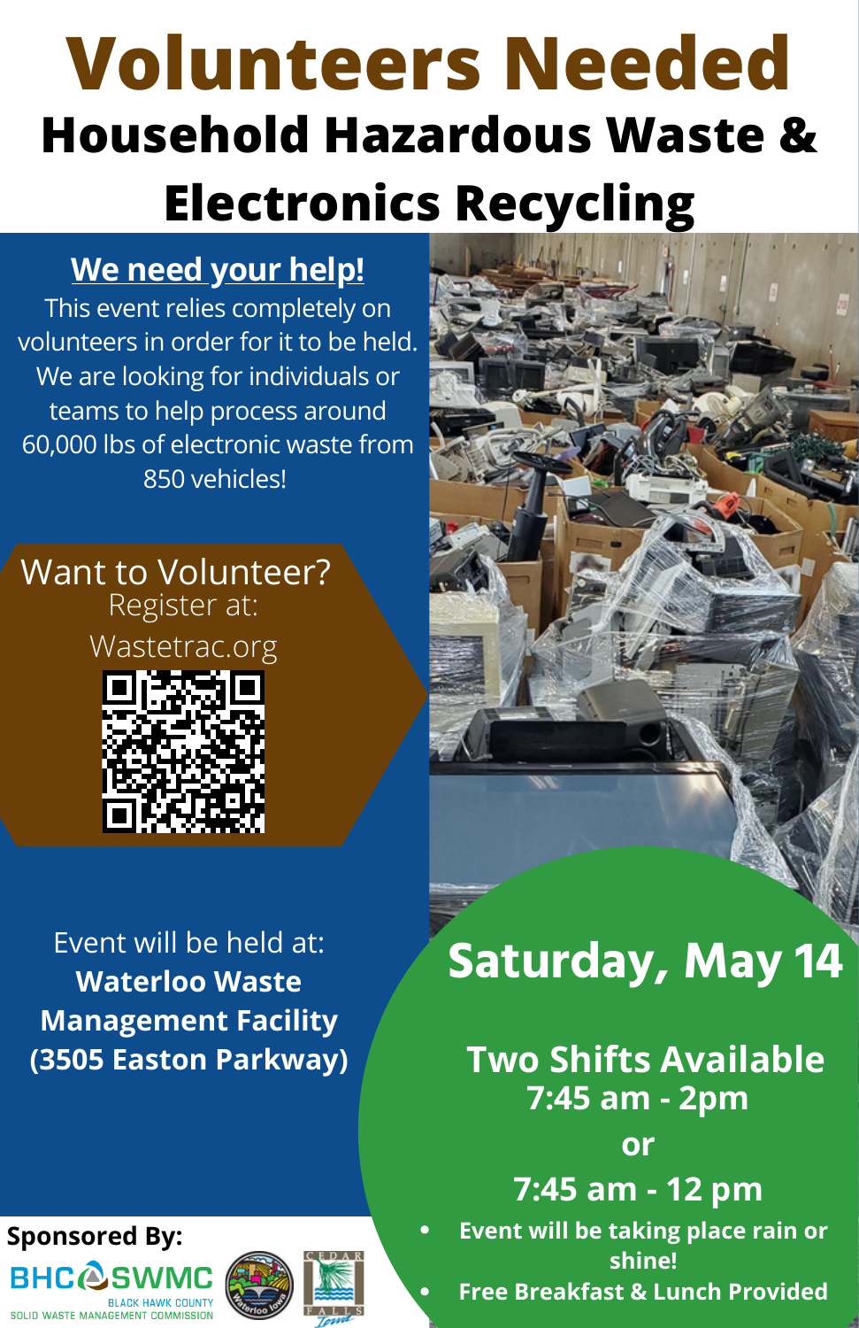# Volunteers Needed

## Household Hazardous Waste & Electronics Recycling

**We need your help!**

This event relies completely on volunteers in order for it to be held. We are looking for individuals or teams to help process around 60,000 lbs of electronic waste from 850 vehicles!

### Want to Volunteer?

Register at:

Wastetrac.org

Event will be held at:

**Waterloo Waste Management Facility (3505 Easton Parkway)**

## Saturday, May 14

**Two Shifts Available**

**7:45 am - 2pm**

**or**

**7:45 am - 12 pm**

- **Event will be taking place rain or shine!**
- **Free Breakfast & Lunch Provided**

**Sponsored By:**

BHC SWMC Black Hawk County Solid Waste Management Commission

Waterloo Iowa

Cedar Falls Iowa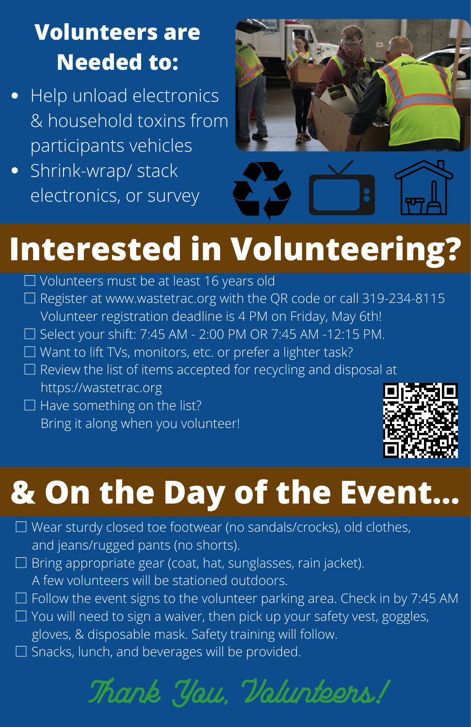## Volunteers are Needed to:

- Help unload electronics & household toxins from participants vehicles
- Shrink-wrap/ stack electronics, or survey

# Interested in Volunteering?

- ☐ Volunteers must be at least 16 years old
- ☐ Register at www.wastetrac.org with the QR code or call 319-234-8115
  Volunteer registration deadline is 4 PM on Friday, May 6th!
- ☐ Select your shift: 7:45 AM - 2:00 PM OR 7:45 AM -12:15 PM.
- ☐ Want to lift TVs, monitors, etc. or prefer a lighter task?
- ☐ Review the list of items accepted for recycling and disposal at https://wastetrac.org
- ☐ Have something on the list?
  Bring it along when you volunteer!

# & On the Day of the Event...

- ☐ Wear sturdy closed toe footwear (no sandals/crocks), old clothes, and jeans/rugged pants (no shorts).
- ☐ Bring appropriate gear (coat, hat, sunglasses, rain jacket).
  A few volunteers will be stationed outdoors.
- ☐ Follow the event signs to the volunteer parking area. Check in by 7:45 AM
- ☐ You will need to sign a waiver, then pick up your safety vest, goggles, gloves, & disposable mask. Safety training will follow.
- ☐ Snacks, lunch, and beverages will be provided.

*Thank You, Volunteers!*